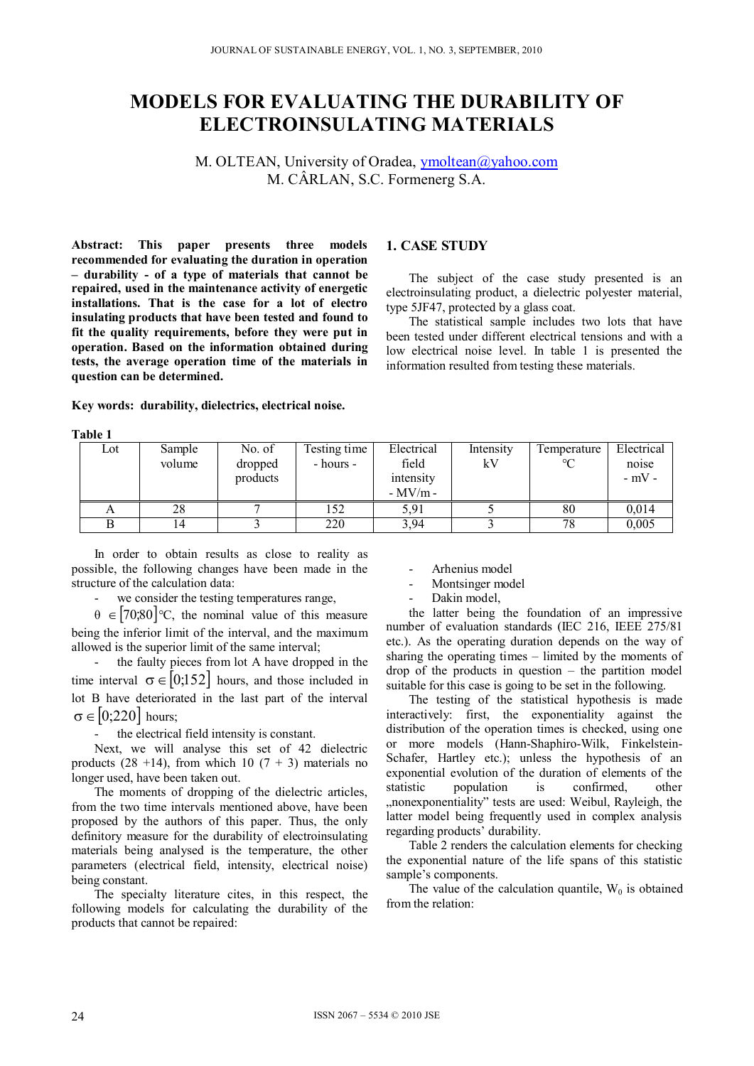# MODELS FOR EVALUATING THE DURABILITY OF ELECTROINSULATING MATERIALS

M. OLTEAN, University of Oradea, ymoltean@yahoo.com
M. CÂRLAN, S.C. Formenerg S.A.

**Abstract: This paper presents three models recommended for evaluating the duration in operation – durability - of a type of materials that cannot be repaired, used in the maintenance activity of energetic installations. That is the case for a lot of electro insulating products that have been tested and found to fit the quality requirements, before they were put in operation. Based on the information obtained during tests, the average operation time of the materials in question can be determined.**

**Key words: durability, dielectrics, electrical noise.**

## 1. CASE STUDY

The subject of the case study presented is an electroinsulating product, a dielectric polyester material, type 5JF47, protected by a glass coat.

The statistical sample includes two lots that have been tested under different electrical tensions and with a low electrical noise level. In table 1 is presented the information resulted from testing these materials.

**Table 1**

| Lot | Sample volume | No. of dropped products | Testing time - hours - | Electrical field intensity - MV/m - | Intensity kV | Temperature °C | Electrical noise - mV - |
|---|---|---|---|---|---|---|---|
| A | 28 | 7 | 152 | 5,91 | 5 | 80 | 0,014 |
| B | 14 | 3 | 220 | 3,94 | 3 | 78 | 0,005 |

In order to obtain results as close to reality as possible, the following changes have been made in the structure of the calculation data:

- we consider the testing temperatures range, $\theta \in [70;80]$°C, the nominal value of this measure being the inferior limit of the interval, and the maximum allowed is the superior limit of the same interval;
- the faulty pieces from lot A have dropped in the time interval $\sigma \in [0;152]$ hours, and those included in lot B have deteriorated in the last part of the interval $\sigma \in [0;220]$ hours;
- the electrical field intensity is constant.

Next, we will analyse this set of 42 dielectric products (28 +14), from which 10 (7 + 3) materials no longer used, have been taken out.

The moments of dropping of the dielectric articles, from the two time intervals mentioned above, have been proposed by the authors of this paper. Thus, the only definitory measure for the durability of electroinsulating materials being analysed is the temperature, the other parameters (electrical field, intensity, electrical noise) being constant.

The specialty literature cites, in this respect, the following models for calculating the durability of the products that cannot be repaired:

- Arhenius model
- Montsinger model
- Dakin model,

the latter being the foundation of an impressive number of evaluation standards (IEC 216, IEEE 275/81 etc.). As the operating duration depends on the way of sharing the operating times – limited by the moments of drop of the products in question – the partition model suitable for this case is going to be set in the following.

The testing of the statistical hypothesis is made interactively: first, the exponentiality against the distribution of the operation times is checked, using one or more models (Hann-Shaphiro-Wilk, Finkelstein-Schafer, Hartley etc.); unless the hypothesis of an exponential evolution of the duration of elements of the statistic population is confirmed, other „nonexponentiality" tests are used: Weibul, Rayleigh, the latter model being frequently used in complex analysis regarding products' durability.

Table 2 renders the calculation elements for checking the exponential nature of the life spans of this statistic sample's components.

The value of the calculation quantile, $W_0$ is obtained from the relation: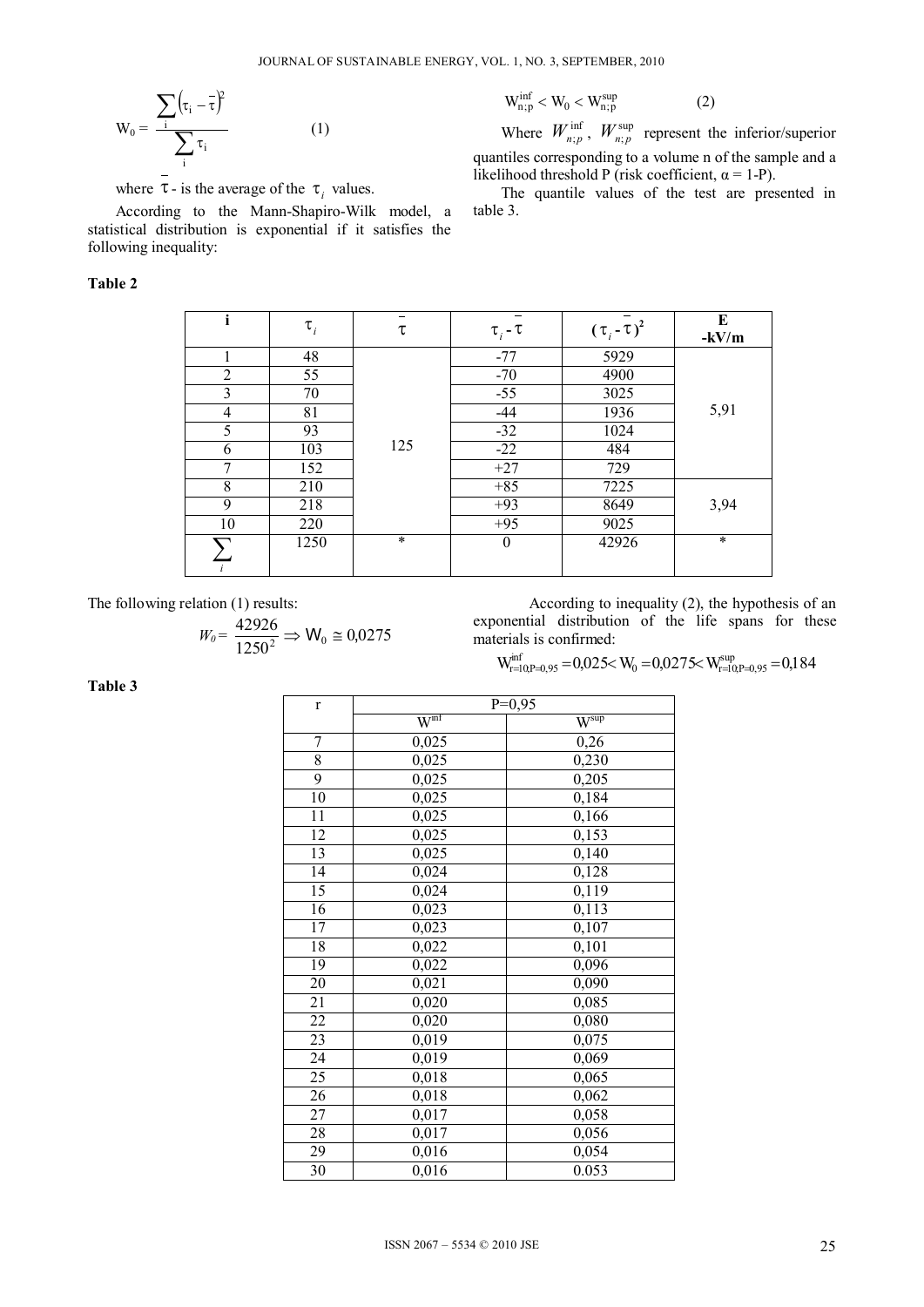$$W_0 = \frac{\sum_i \left(\tau_i - \bar{\tau}\right)^2}{\sum_i \tau_i} \qquad (1)$$

where $\bar{\tau}$ - is the average of the $\tau_i$ values.

According to the Mann-Shapiro-Wilk model, a statistical distribution is exponential if it satisfies the following inequality:

$$W_{n;p}^{\inf} < W_0 < W_{n;p}^{\sup} \qquad (2)$$

Where $W_{n;p}^{\inf}$, $W_{n;p}^{\sup}$ represent the inferior/superior quantiles corresponding to a volume n of the sample and a likelihood threshold P (risk coefficient, $\alpha = 1\text{-}P$).

The quantile values of the test are presented in table 3.

**Table 2**

| i | $\tau_i$ | $\bar{\tau}$ | $\tau_i - \bar{\tau}$ | $(\tau_i - \bar{\tau})^2$ | E -kV/m |
|---|---|---|---|---|---|
| 1 | 48 | 125 | -77 | 5929 | 5,91 |
| 2 | 55 | | -70 | 4900 | |
| 3 | 70 | | -55 | 3025 | |
| 4 | 81 | | -44 | 1936 | |
| 5 | 93 | | -32 | 1024 | |
| 6 | 103 | | -22 | 484 | |
| 7 | 152 | | +27 | 729 | |
| 8 | 210 | | +85 | 7225 | 3,94 |
| 9 | 218 | | +93 | 8649 | |
| 10 | 220 | | +95 | 9025 | |
| $\sum_i$ | 1250 | * | 0 | 42926 | * |

The following relation (1) results:

$$W_0 = \frac{42926}{1250^2} \Rightarrow W_0 \cong 0{,}0275$$

According to inequality (2), the hypothesis of an exponential distribution of the life spans for these materials is confirmed:

$$W_{r=10;P=0,95}^{\inf} = 0{,}025 < W_0 = 0{,}0275 < W_{r=10;P=0,95}^{\sup} = 0{,}184$$

**Table 3**

| r | P=0,95 | |
|---|---|---|
| | $W^{\inf}$ | $W^{\sup}$ |
| 7 | 0,025 | 0,26 |
| 8 | 0,025 | 0,230 |
| 9 | 0,025 | 0,205 |
| 10 | 0,025 | 0,184 |
| 11 | 0,025 | 0,166 |
| 12 | 0,025 | 0,153 |
| 13 | 0,025 | 0,140 |
| 14 | 0,024 | 0,128 |
| 15 | 0,024 | 0,119 |
| 16 | 0,023 | 0,113 |
| 17 | 0,023 | 0,107 |
| 18 | 0,022 | 0,101 |
| 19 | 0,022 | 0,096 |
| 20 | 0,021 | 0,090 |
| 21 | 0,020 | 0,085 |
| 22 | 0,020 | 0,080 |
| 23 | 0,019 | 0,075 |
| 24 | 0,019 | 0,069 |
| 25 | 0,018 | 0,065 |
| 26 | 0,018 | 0,062 |
| 27 | 0,017 | 0,058 |
| 28 | 0,017 | 0,056 |
| 29 | 0,016 | 0,054 |
| 30 | 0,016 | 0.053 |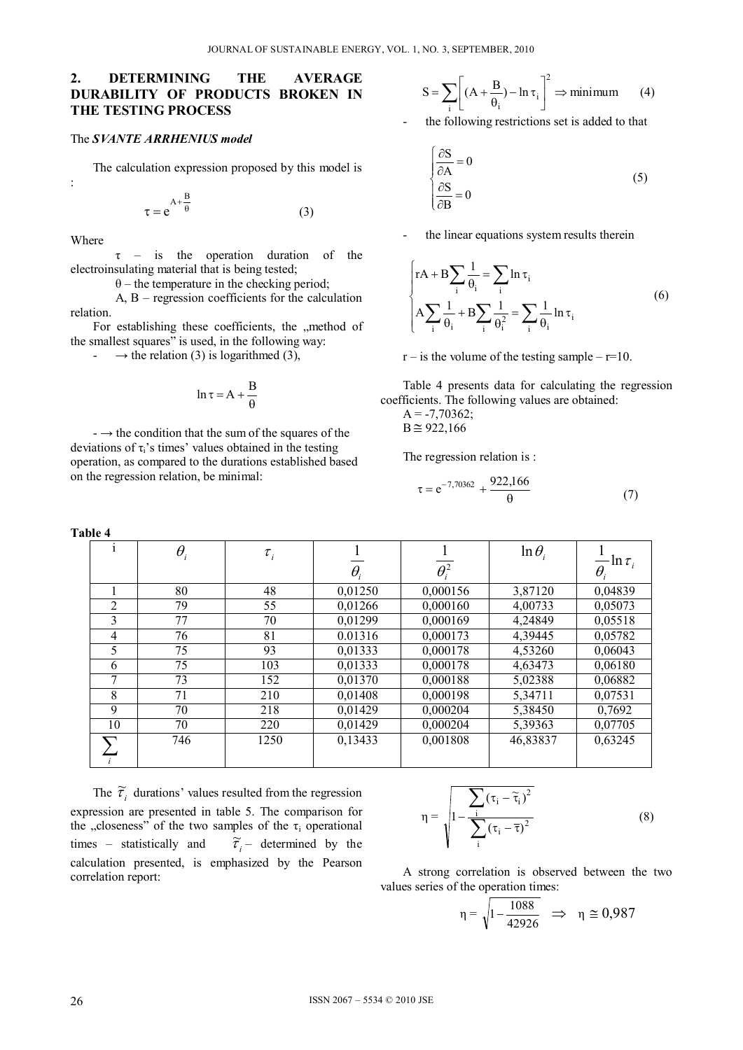## 2. DETERMINING THE AVERAGE DURABILITY OF PRODUCTS BROKEN IN THE TESTING PROCESS

The ***SVANTE ARRHENIUS model***

The calculation expression proposed by this model is :

$$\tau = e^{A+\frac{B}{\theta}} \qquad (3)$$

Where

$\tau$ – is the operation duration of the electroinsulating material that is being tested;

$\theta$ – the temperature in the checking period;

A, B – regression coefficients for the calculation relation.

For establishing these coefficients, the „method of the smallest squares" is used, in the following way:

- $\rightarrow$ the relation (3) is logarithmed (3),

$$\ln \tau = A + \frac{B}{\theta}$$

- $\rightarrow$ the condition that the sum of the squares of the deviations of $\tau_i$'s times' values obtained in the testing operation, as compared to the durations established based on the regression relation, be minimal:

$$S = \sum_i \left[ (A + \frac{B}{\theta_i}) - \ln \tau_i \right]^2 \Rightarrow \text{minimum} \qquad (4)$$

- the following restrictions set is added to that

$$\begin{cases} \dfrac{\partial S}{\partial A} = 0 \\ \dfrac{\partial S}{\partial B} = 0 \end{cases} \qquad (5)$$

- the linear equations system results therein

$$\begin{cases} rA + B\sum_i \dfrac{1}{\theta_i} = \sum_i \ln \tau_i \\ A\sum_i \dfrac{1}{\theta_i} + B\sum_i \dfrac{1}{\theta_i^2} = \sum_i \dfrac{1}{\theta_i} \ln \tau_i \end{cases} \qquad (6)$$

r – is the volume of the testing sample – r=10.

Table 4 presents data for calculating the regression coefficients. The following values are obtained:

A = -7,70362;

B ≅ 922,166

The regression relation is :

$$\tau = e^{-7,70362} + \frac{922,166}{\theta} \qquad (7)$$

**Table 4**

| i | $\theta_i$ | $\tau_i$ | $\frac{1}{\theta_i}$ | $\frac{1}{\theta_i^2}$ | $\ln \theta_i$ | $\frac{1}{\theta_i} \ln \tau_i$ |
|---|---|---|---|---|---|---|
| 1 | 80 | 48 | 0,01250 | 0,000156 | 3,87120 | 0,04839 |
| 2 | 79 | 55 | 0,01266 | 0,000160 | 4,00733 | 0,05073 |
| 3 | 77 | 70 | 0,01299 | 0,000169 | 4,24849 | 0,05518 |
| 4 | 76 | 81 | 0.01316 | 0,000173 | 4,39445 | 0,05782 |
| 5 | 75 | 93 | 0,01333 | 0,000178 | 4,53260 | 0,06043 |
| 6 | 75 | 103 | 0,01333 | 0,000178 | 4,63473 | 0,06180 |
| 7 | 73 | 152 | 0,01370 | 0,000188 | 5,02388 | 0,06882 |
| 8 | 71 | 210 | 0,01408 | 0,000198 | 5,34711 | 0,07531 |
| 9 | 70 | 218 | 0,01429 | 0,000204 | 5,38450 | 0,7692 |
| 10 | 70 | 220 | 0,01429 | 0,000204 | 5,39363 | 0,07705 |
| $\sum_i$ | 746 | 1250 | 0,13433 | 0,001808 | 46,83837 | 0,63245 |

The $\widetilde{\tau}_i$ durations' values resulted from the regression expression are presented in table 5. The comparison for the „closeness" of the two samples of the $\tau_i$ operational times – statistically and $\widetilde{\tau}_i$ – determined by the calculation presented, is emphasized by the Pearson correlation report:

$$\eta = \sqrt{1 - \frac{\sum_i (\tau_i - \widetilde{\tau}_i)^2}{\sum_i (\tau_i - \overline{\tau})^2}} \qquad (8)$$

A strong correlation is observed between the two values series of the operation times:

$$\eta = \sqrt{1 - \frac{1088}{42926}} \Rightarrow \eta \cong 0,987$$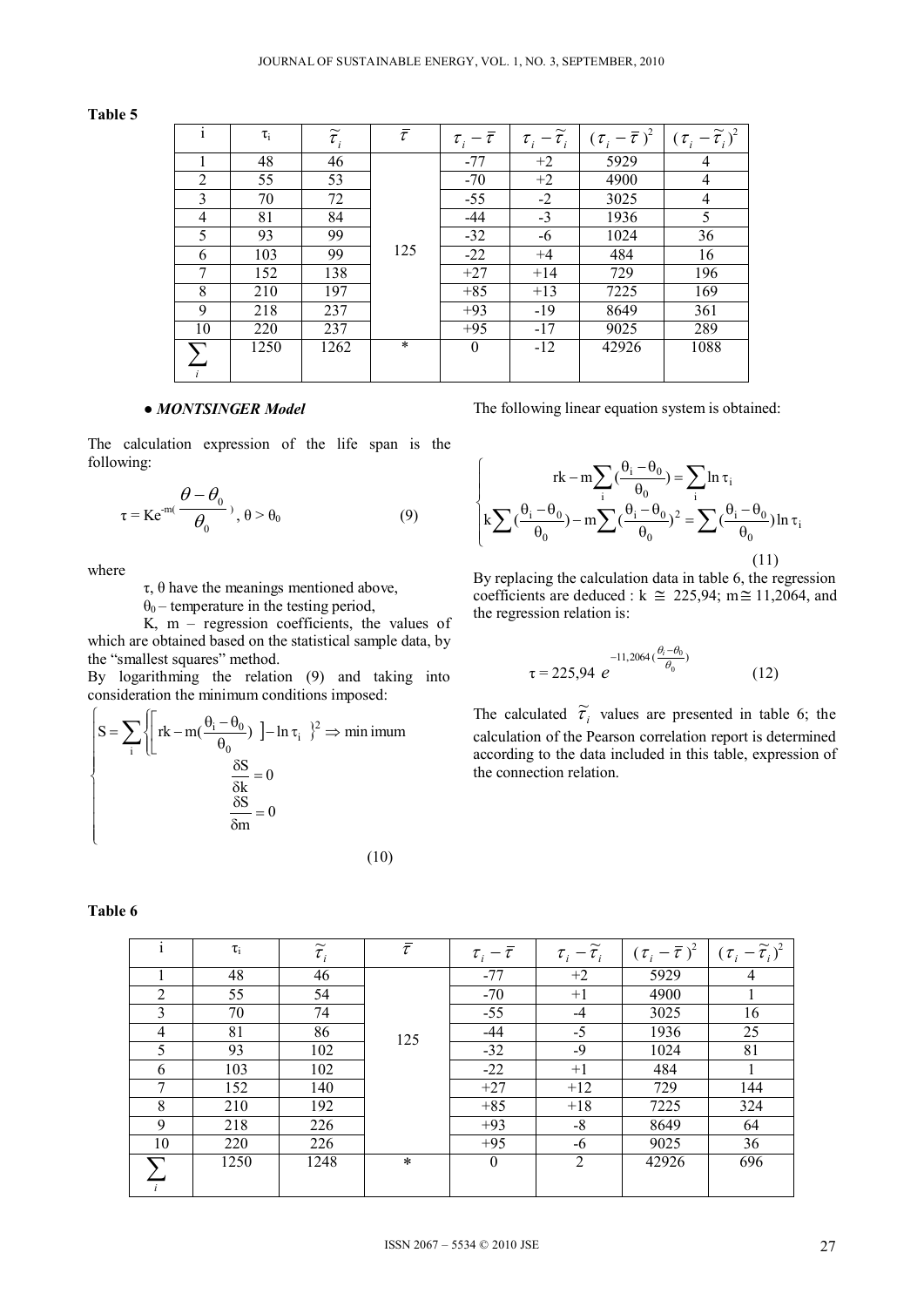**Table 5**

| i | $\tau_i$ | $\widetilde{\tau}_i$ | $\overline{\tau}$ | $\tau_i - \overline{\tau}$ | $\tau_i - \widetilde{\tau}_i$ | $(\tau_i - \overline{\tau})^2$ | $(\tau_i - \widetilde{\tau}_i)^2$ |
|---|---|---|---|---|---|---|---|
| 1 | 48 | 46 | 125 | -77 | +2 | 5929 | 4 |
| 2 | 55 | 53 | | -70 | +2 | 4900 | 4 |
| 3 | 70 | 72 | | -55 | -2 | 3025 | 4 |
| 4 | 81 | 84 | | -44 | -3 | 1936 | 5 |
| 5 | 93 | 99 | | -32 | -6 | 1024 | 36 |
| 6 | 103 | 99 | | -22 | +4 | 484 | 16 |
| 7 | 152 | 138 | | +27 | +14 | 729 | 196 |
| 8 | 210 | 197 | | +85 | +13 | 7225 | 169 |
| 9 | 218 | 237 | | +93 | -19 | 8649 | 361 |
| 10 | 220 | 237 | | +95 | -17 | 9025 | 289 |
| $\sum_i$ | 1250 | 1262 | * | 0 | -12 | 42926 | 1088 |

● ***MONTSINGER Model***

The calculation expression of the life span is the following:

$$\tau = Ke^{-m(\frac{\theta - \theta_0}{\theta_0})}, \ \theta > \theta_0 \tag{9}$$

where

τ, θ have the meanings mentioned above,

$\theta_0$ – temperature in the testing period,

K, m – regression coefficients, the values of which are obtained based on the statistical sample data, by the "smallest squares" method.

By logarithming the relation (9) and taking into consideration the minimum conditions imposed:

$$\begin{cases} S = \sum_i \left\{ \left[ rk - m(\frac{\theta_i - \theta_0}{\theta_0}) \right] - \ln \tau_i \right\}^2 \Rightarrow \text{minimum} \\ \frac{\delta S}{\delta k} = 0 \\ \frac{\delta S}{\delta m} = 0 \end{cases} \tag{10}$$

The following linear equation system is obtained:

$$\begin{cases} rk - m\sum_i (\frac{\theta_i - \theta_0}{\theta_0}) = \sum_i \ln \tau_i \\ k\sum (\frac{\theta_i - \theta_0}{\theta_0}) - m\sum (\frac{\theta_i - \theta_0}{\theta_0})^2 = \sum (\frac{\theta_i - \theta_0}{\theta_0}) \ln \tau_i \end{cases} \tag{11}$$

By replacing the calculation data in table 6, the regression coefficients are deduced : k ≅ 225,94; m ≅ 11,2064, and the regression relation is:

$$\tau = 225{,}94 \ e^{-11{,}2064(\frac{\theta_i - \theta_0}{\theta_0})} \tag{12}$$

The calculated $\widetilde{\tau}_i$ values are presented in table 6; the calculation of the Pearson correlation report is determined according to the data included in this table, expression of the connection relation.

**Table 6**

| i | $\tau_i$ | $\widetilde{\tau}_i$ | $\overline{\tau}$ | $\tau_i - \overline{\tau}$ | $\tau_i - \widetilde{\tau}_i$ | $(\tau_i - \overline{\tau})^2$ | $(\tau_i - \widetilde{\tau}_i)^2$ |
|---|---|---|---|---|---|---|---|
| 1 | 48 | 46 | 125 | -77 | +2 | 5929 | 4 |
| 2 | 55 | 54 | | -70 | +1 | 4900 | 1 |
| 3 | 70 | 74 | | -55 | -4 | 3025 | 16 |
| 4 | 81 | 86 | | -44 | -5 | 1936 | 25 |
| 5 | 93 | 102 | | -32 | -9 | 1024 | 81 |
| 6 | 103 | 102 | | -22 | +1 | 484 | 1 |
| 7 | 152 | 140 | | +27 | +12 | 729 | 144 |
| 8 | 210 | 192 | | +85 | +18 | 7225 | 324 |
| 9 | 218 | 226 | | +93 | -8 | 8649 | 64 |
| 10 | 220 | 226 | | +95 | -6 | 9025 | 36 |
| $\sum_i$ | 1250 | 1248 | * | 0 | 2 | 42926 | 696 |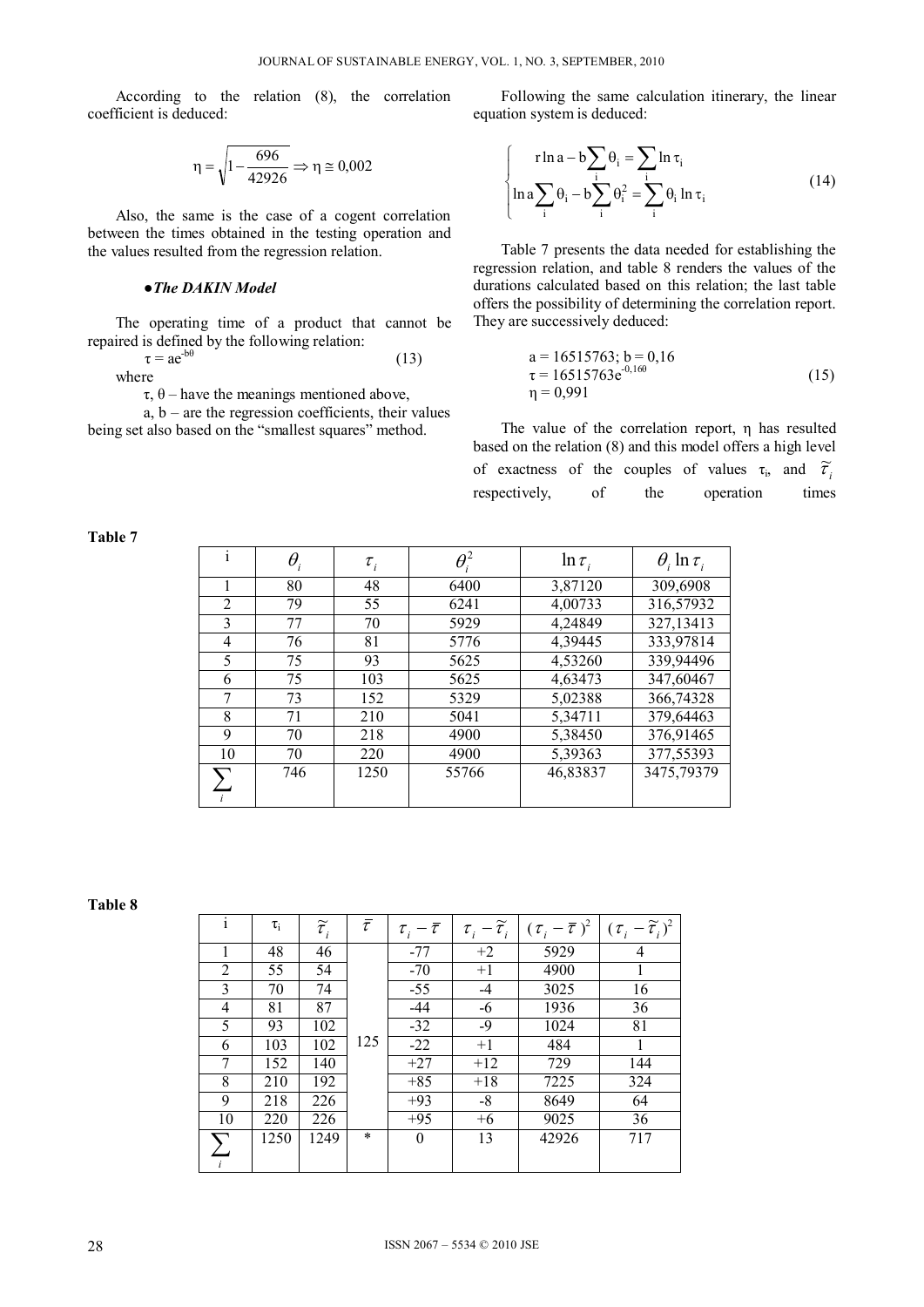According to the relation (8), the correlation coefficient is deduced:

$$\eta = \sqrt{1 - \frac{696}{42926}} \Rightarrow \eta \cong 0{,}002$$

Also, the same is the case of a cogent correlation between the times obtained in the testing operation and the values resulted from the regression relation.

### ●*The DAKIN Model*

The operating time of a product that cannot be repaired is defined by the following relation:

$$\tau = ae^{-b\theta} \tag{13}$$

where

$\tau$, $\theta$ – have the meanings mentioned above,

a, b – are the regression coefficients, their values being set also based on the "smallest squares" method.

Following the same calculation itinerary, the linear equation system is deduced:

$$\begin{cases} r \ln a - b\sum_i \theta_i = \sum_i \ln \tau_i \\ \ln a \sum_i \theta_i - b\sum_i \theta_i^2 = \sum_i \theta_i \ln \tau_i \end{cases} \tag{14}$$

Table 7 presents the data needed for establishing the regression relation, and table 8 renders the values of the durations calculated based on this relation; the last table offers the possibility of determining the correlation report. They are successively deduced:

$$\begin{aligned} &a = 16515763;\ b = 0{,}16 \\ &\tau = 16515763e^{-0{,}16\theta} \\ &\eta = 0{,}991 \end{aligned} \tag{15}$$

The value of the correlation report, $\eta$ has resulted based on the relation (8) and this model offers a high level of exactness of the couples of values $\tau_i$, and $\tilde{\tau}_i$ respectively, of the operation times

**Table 7**

| i | $\theta_i$ | $\tau_i$ | $\theta_i^2$ | $\ln \tau_i$ | $\theta_i \ln \tau_i$ |
|---|---|---|---|---|---|
| 1 | 80 | 48 | 6400 | 3,87120 | 309,6908 |
| 2 | 79 | 55 | 6241 | 4,00733 | 316,57932 |
| 3 | 77 | 70 | 5929 | 4,24849 | 327,13413 |
| 4 | 76 | 81 | 5776 | 4,39445 | 333,97814 |
| 5 | 75 | 93 | 5625 | 4,53260 | 339,94496 |
| 6 | 75 | 103 | 5625 | 4,63473 | 347,60467 |
| 7 | 73 | 152 | 5329 | 5,02388 | 366,74328 |
| 8 | 71 | 210 | 5041 | 5,34711 | 379,64463 |
| 9 | 70 | 218 | 4900 | 5,38450 | 376,91465 |
| 10 | 70 | 220 | 4900 | 5,39363 | 377,55393 |
| $\sum_i$ | 746 | 1250 | 55766 | 46,83837 | 3475,79379 |

**Table 8**

| i | $\tau_i$ | $\tilde{\tau}_i$ | $\bar{\tau}$ | $\tau_i - \bar{\tau}$ | $\tau_i - \tilde{\tau}_i$ | $(\tau_i - \bar{\tau})^2$ | $(\tau_i - \tilde{\tau}_i)^2$ |
|---|---|---|---|---|---|---|---|
| 1 | 48 | 46 | 125 | -77 | +2 | 5929 | 4 |
| 2 | 55 | 54 | | -70 | +1 | 4900 | 1 |
| 3 | 70 | 74 | | -55 | -4 | 3025 | 16 |
| 4 | 81 | 87 | | -44 | -6 | 1936 | 36 |
| 5 | 93 | 102 | | -32 | -9 | 1024 | 81 |
| 6 | 103 | 102 | | -22 | +1 | 484 | 1 |
| 7 | 152 | 140 | | +27 | +12 | 729 | 144 |
| 8 | 210 | 192 | | +85 | +18 | 7225 | 324 |
| 9 | 218 | 226 | | +93 | -8 | 8649 | 64 |
| 10 | 220 | 226 | | +95 | +6 | 9025 | 36 |
| $\sum_i$ | 1250 | 1249 | * | 0 | 13 | 42926 | 717 |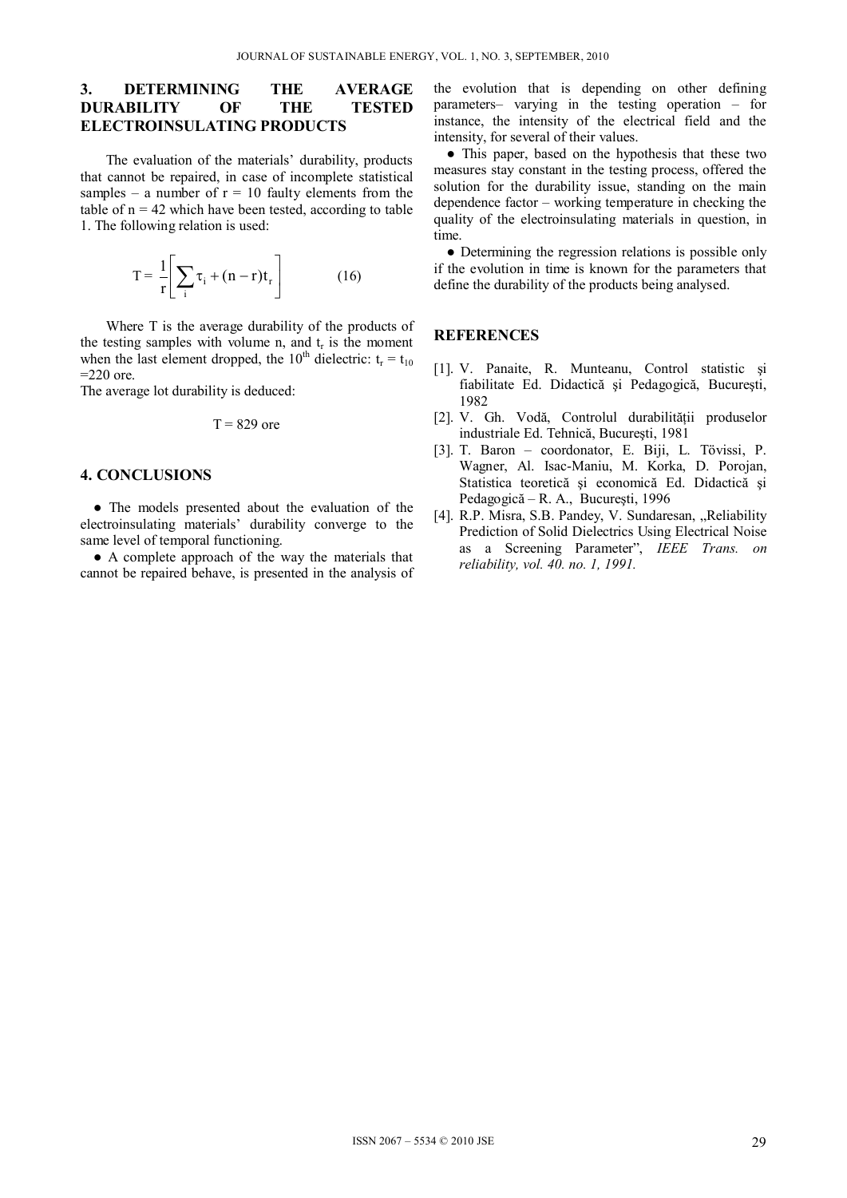## 3. DETERMINING THE AVERAGE DURABILITY OF THE TESTED ELECTROINSULATING PRODUCTS

The evaluation of the materials' durability, products that cannot be repaired, in case of incomplete statistical samples – a number of $r = 10$ faulty elements from the table of $n = 42$ which have been tested, according to table 1. The following relation is used:

$$T = \frac{1}{r}\left[\sum_{i} \tau_i + (n-r)t_r\right] \qquad (16)$$

Where T is the average durability of the products of the testing samples with volume n, and $t_r$ is the moment when the last element dropped, the 10th dielectric: $t_r = t_{10} = 220$ ore.

The average lot durability is deduced:

$$T = 829 \text{ ore}$$

## 4. CONCLUSIONS

- The models presented about the evaluation of the electroinsulating materials' durability converge to the same level of temporal functioning.
- A complete approach of the way the materials that cannot be repaired behave, is presented in the analysis of the evolution that is depending on other defining parameters– varying in the testing operation – for instance, the intensity of the electrical field and the intensity, for several of their values.
- This paper, based on the hypothesis that these two measures stay constant in the testing process, offered the solution for the durability issue, standing on the main dependence factor – working temperature in checking the quality of the electroinsulating materials in question, in time.
- Determining the regression relations is possible only if the evolution in time is known for the parameters that define the durability of the products being analysed.

## REFERENCES

[1]. V. Panaite, R. Munteanu, Control statistic şi fiabilitate Ed. Didactică şi Pedagogică, Bucureşti, 1982

[2]. V. Gh. Vodă, Controlul durabilității produselor industriale Ed. Tehnică, Bucureşti, 1981

[3]. T. Baron – coordonator, E. Biji, L. Tövissi, P. Wagner, Al. Isac-Maniu, M. Korka, D. Porojan, Statistica teoretică şi economică Ed. Didactică şi Pedagogică – R. A., Bucureşti, 1996

[4]. R.P. Misra, S.B. Pandey, V. Sundaresan, „Reliability Prediction of Solid Dielectrics Using Electrical Noise as a Screening Parameter", *IEEE Trans. on reliability, vol. 40. no. 1, 1991.*